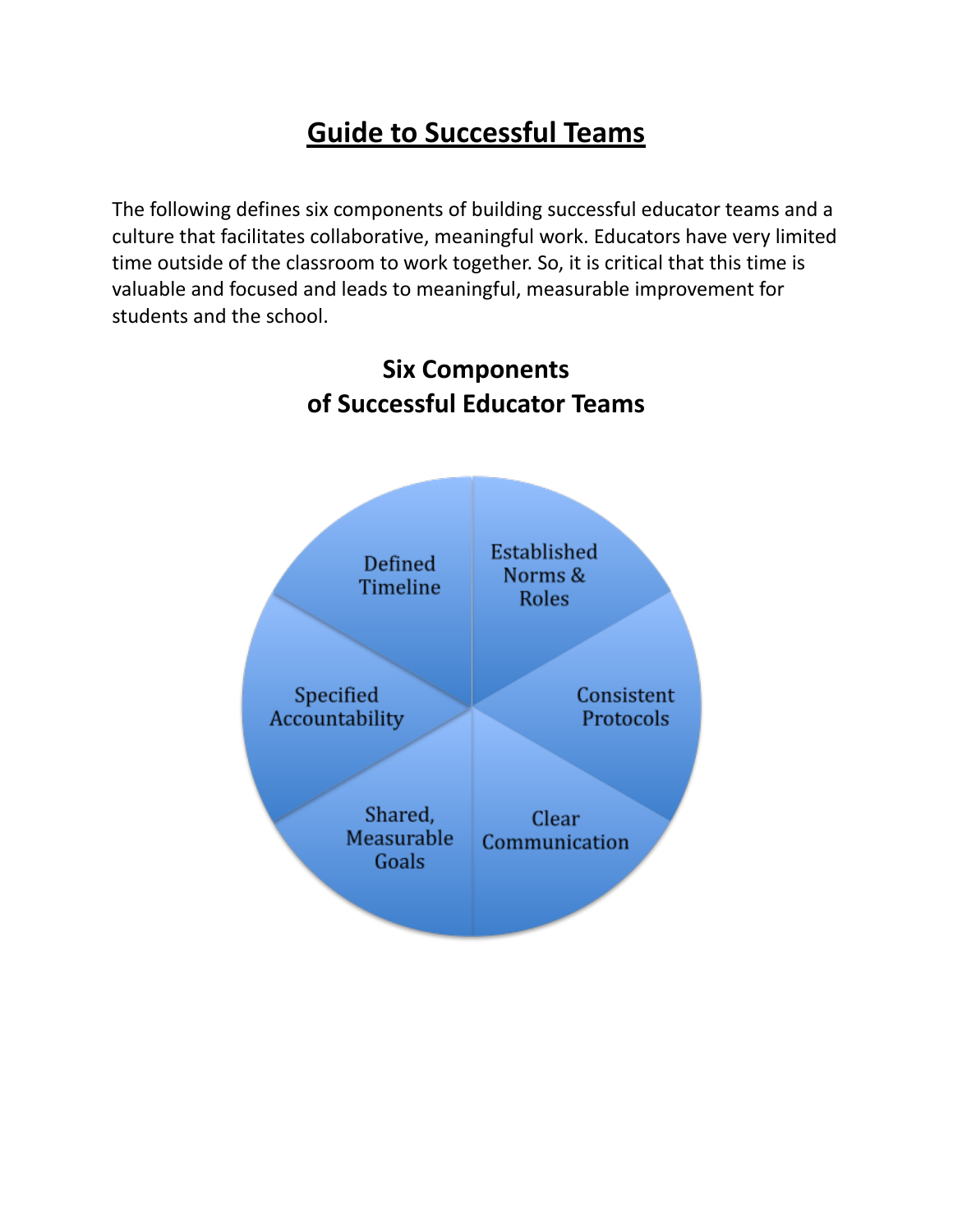# Guide to Successful Teams

The following defines six components of building successful educator teams and a culture that facilitates collaborative, meaningful work. Educators have very limited time outside of the classroom to work together. So, it is critical that this time is valuable and focused and leads to meaningful, measurable improvement for students and the school.

## Six Components of Successful Educator Teams

- Established Norms & Roles
- Consistent Protocols
- Clear Communication
- Shared, Measurable Goals
- Specified Accountability
- Defined Timeline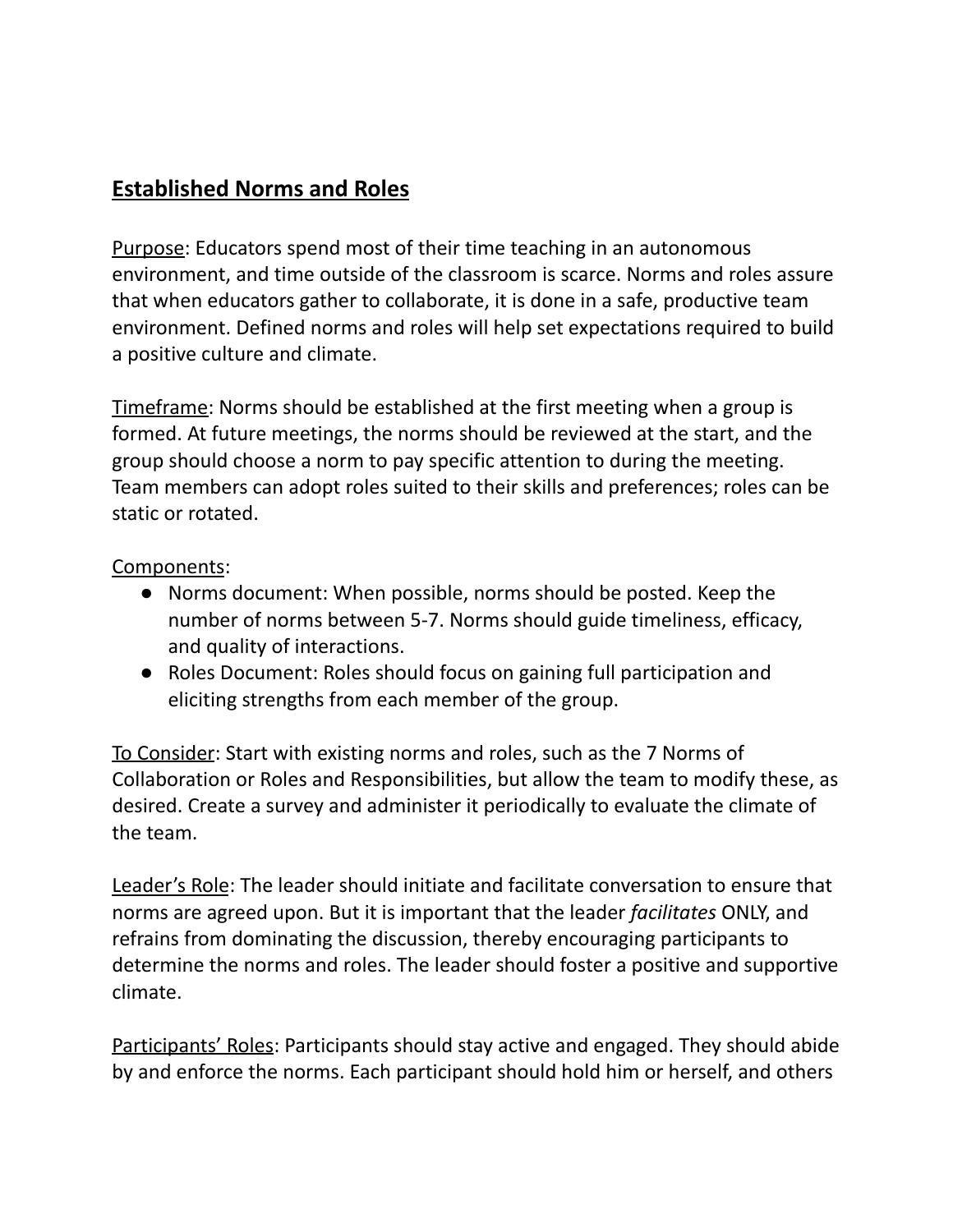## Established Norms and Roles

Purpose: Educators spend most of their time teaching in an autonomous environment, and time outside of the classroom is scarce. Norms and roles assure that when educators gather to collaborate, it is done in a safe, productive team environment. Defined norms and roles will help set expectations required to build a positive culture and climate.

Timeframe: Norms should be established at the first meeting when a group is formed. At future meetings, the norms should be reviewed at the start, and the group should choose a norm to pay specific attention to during the meeting. Team members can adopt roles suited to their skills and preferences; roles can be static or rotated.

Components:

- Norms document: When possible, norms should be posted. Keep the number of norms between 5-7. Norms should guide timeliness, efficacy, and quality of interactions.
- Roles Document: Roles should focus on gaining full participation and eliciting strengths from each member of the group.

To Consider: Start with existing norms and roles, such as the 7 Norms of Collaboration or Roles and Responsibilities, but allow the team to modify these, as desired. Create a survey and administer it periodically to evaluate the climate of the team.

Leader's Role: The leader should initiate and facilitate conversation to ensure that norms are agreed upon. But it is important that the leader *facilitates* ONLY, and refrains from dominating the discussion, thereby encouraging participants to determine the norms and roles. The leader should foster a positive and supportive climate.

Participants' Roles: Participants should stay active and engaged. They should abide by and enforce the norms. Each participant should hold him or herself, and others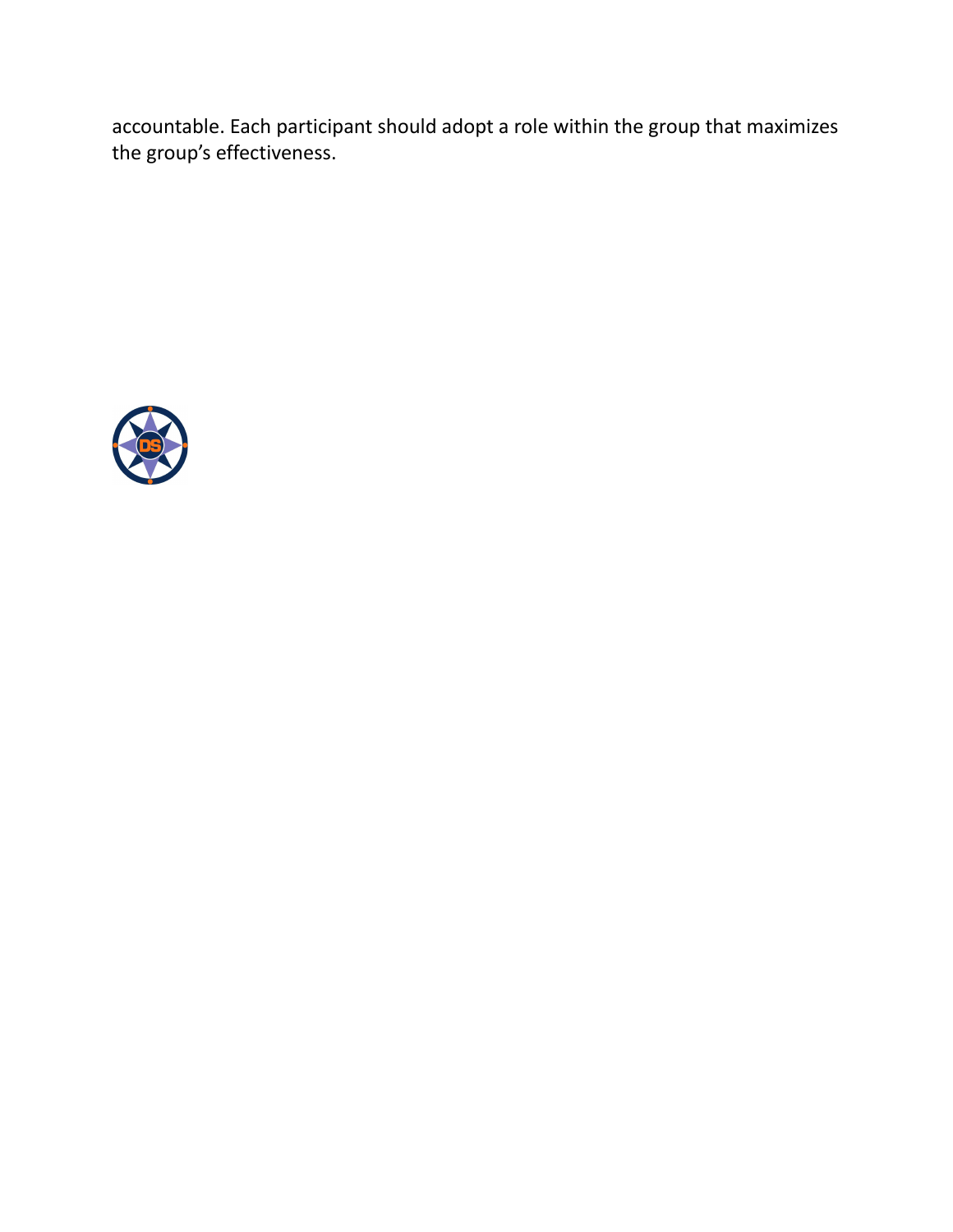accountable. Each participant should adopt a role within the group that maximizes the group's effectiveness.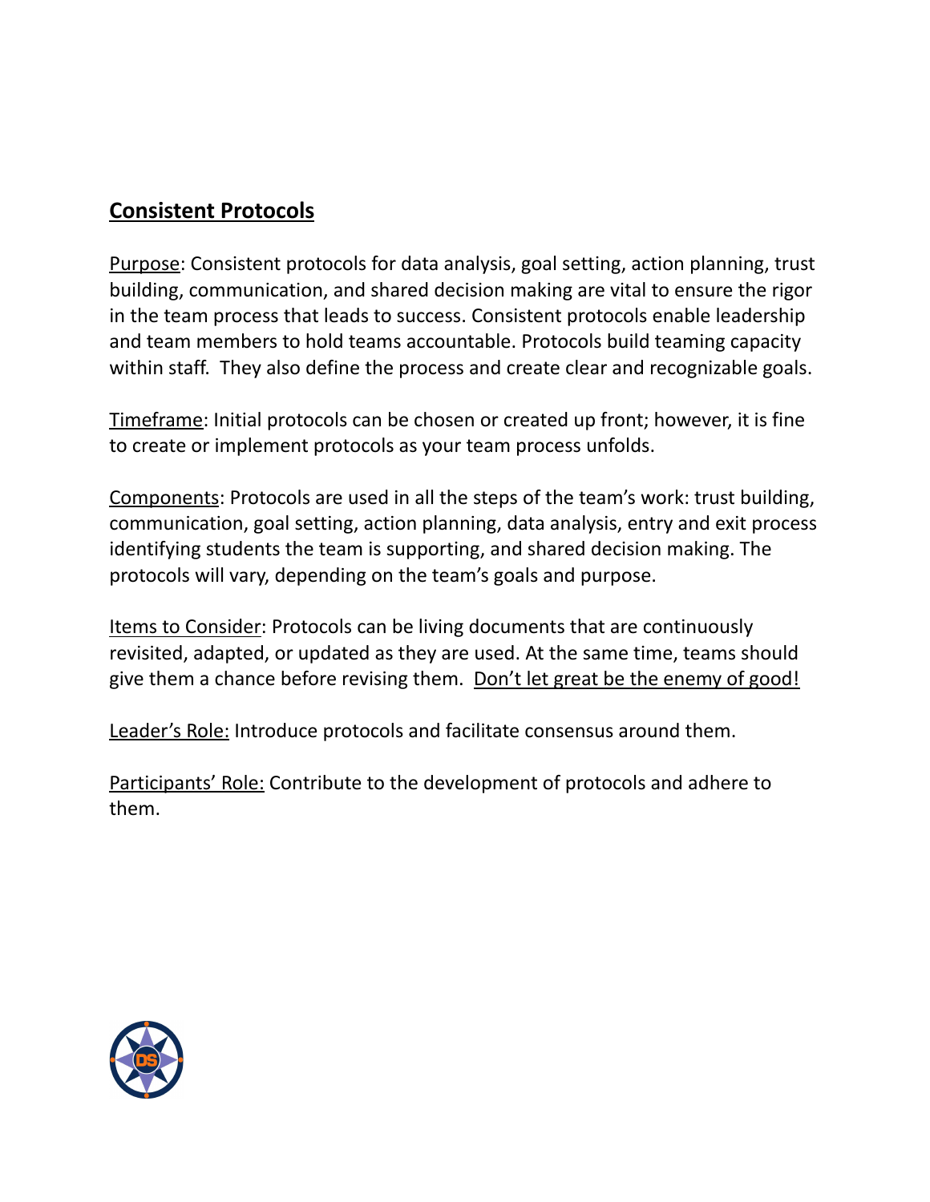## Consistent Protocols

Purpose: Consistent protocols for data analysis, goal setting, action planning, trust building, communication, and shared decision making are vital to ensure the rigor in the team process that leads to success. Consistent protocols enable leadership and team members to hold teams accountable. Protocols build teaming capacity within staff. They also define the process and create clear and recognizable goals.

Timeframe: Initial protocols can be chosen or created up front; however, it is fine to create or implement protocols as your team process unfolds.

Components: Protocols are used in all the steps of the team's work: trust building, communication, goal setting, action planning, data analysis, entry and exit process identifying students the team is supporting, and shared decision making. The protocols will vary, depending on the team's goals and purpose.

Items to Consider: Protocols can be living documents that are continuously revisited, adapted, or updated as they are used. At the same time, teams should give them a chance before revising them. Don't let great be the enemy of good!

Leader's Role: Introduce protocols and facilitate consensus around them.

Participants' Role: Contribute to the development of protocols and adhere to them.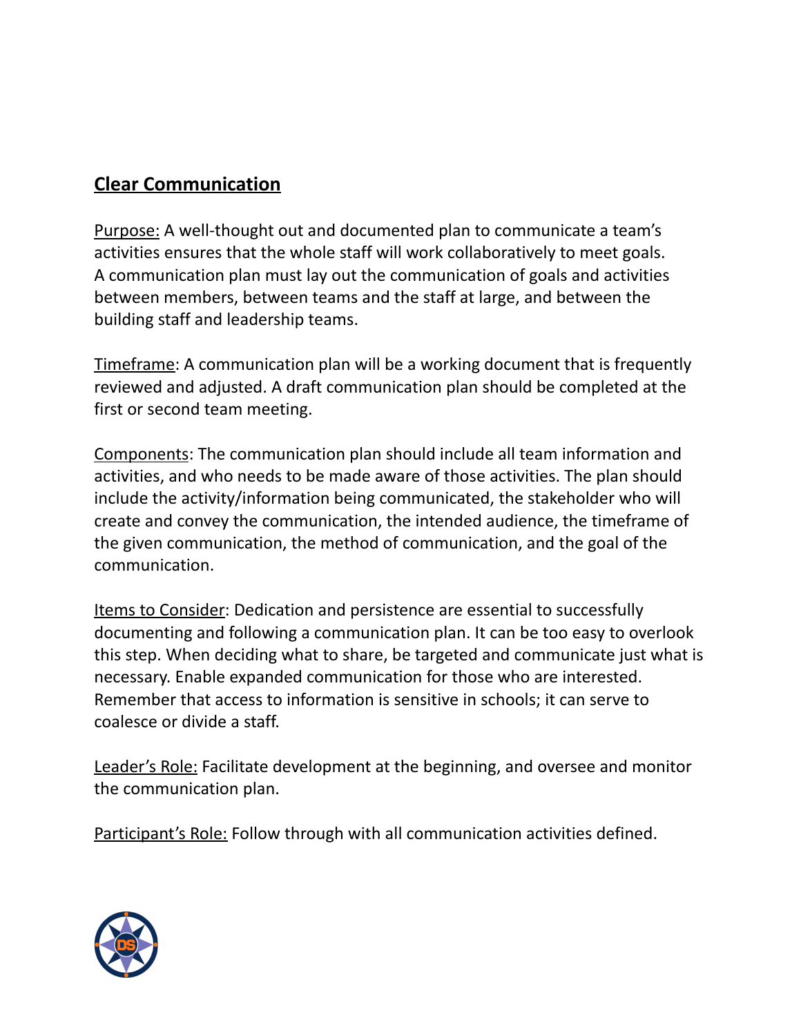## Clear Communication

Purpose: A well-thought out and documented plan to communicate a team's activities ensures that the whole staff will work collaboratively to meet goals. A communication plan must lay out the communication of goals and activities between members, between teams and the staff at large, and between the building staff and leadership teams.

Timeframe: A communication plan will be a working document that is frequently reviewed and adjusted. A draft communication plan should be completed at the first or second team meeting.

Components: The communication plan should include all team information and activities, and who needs to be made aware of those activities. The plan should include the activity/information being communicated, the stakeholder who will create and convey the communication, the intended audience, the timeframe of the given communication, the method of communication, and the goal of the communication.

Items to Consider: Dedication and persistence are essential to successfully documenting and following a communication plan. It can be too easy to overlook this step. When deciding what to share, be targeted and communicate just what is necessary. Enable expanded communication for those who are interested. Remember that access to information is sensitive in schools; it can serve to coalesce or divide a staff.

Leader's Role: Facilitate development at the beginning, and oversee and monitor the communication plan.

Participant's Role: Follow through with all communication activities defined.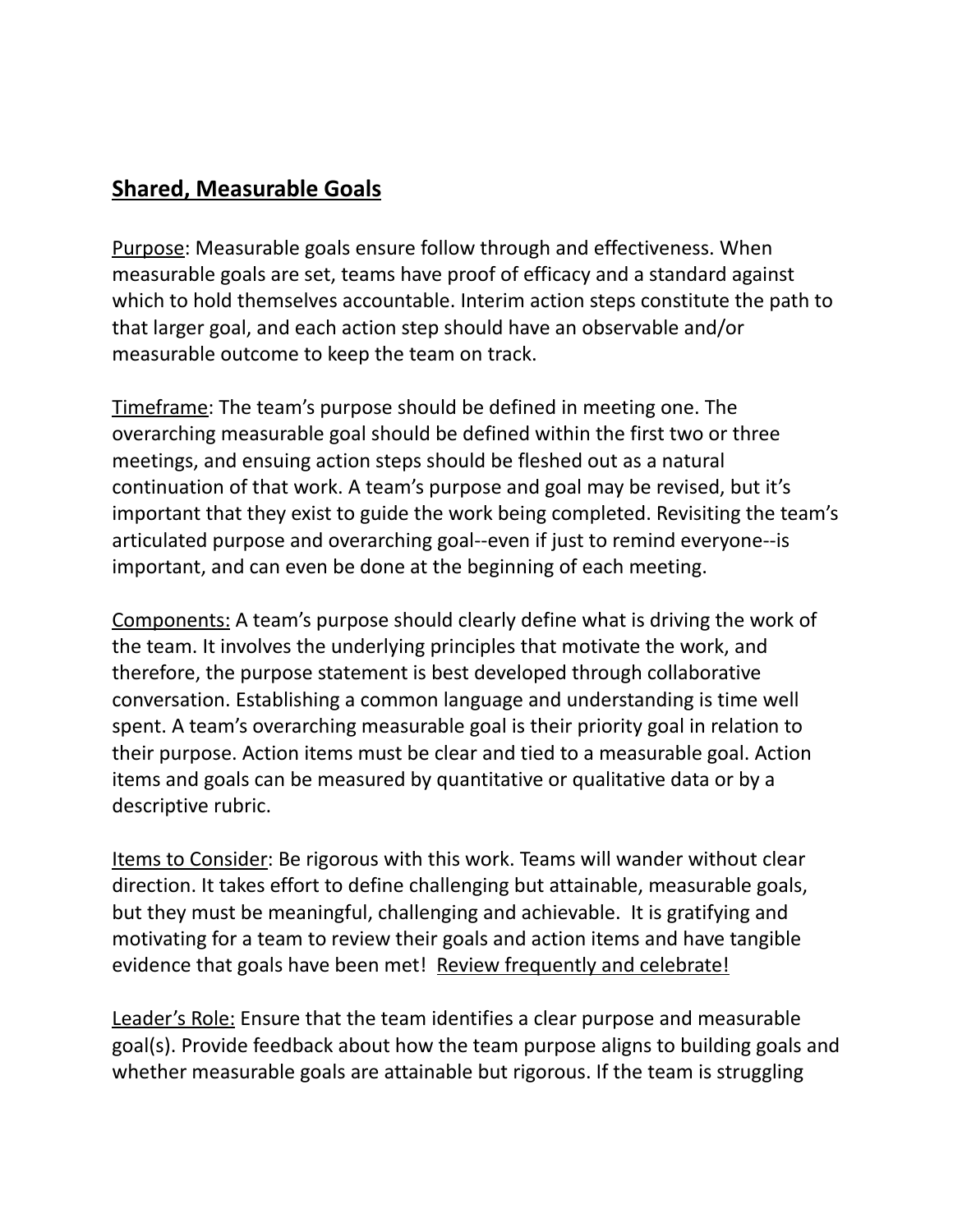## <u>Shared, Measurable Goals</u>

<u>Purpose</u>: Measurable goals ensure follow through and effectiveness. When measurable goals are set, teams have proof of efficacy and a standard against which to hold themselves accountable. Interim action steps constitute the path to that larger goal, and each action step should have an observable and/or measurable outcome to keep the team on track.

<u>Timeframe</u>: The team's purpose should be defined in meeting one. The overarching measurable goal should be defined within the first two or three meetings, and ensuing action steps should be fleshed out as a natural continuation of that work. A team's purpose and goal may be revised, but it's important that they exist to guide the work being completed. Revisiting the team's articulated purpose and overarching goal--even if just to remind everyone--is important, and can even be done at the beginning of each meeting.

<u>Components:</u> A team's purpose should clearly define what is driving the work of the team. It involves the underlying principles that motivate the work, and therefore, the purpose statement is best developed through collaborative conversation. Establishing a common language and understanding is time well spent. A team's overarching measurable goal is their priority goal in relation to their purpose. Action items must be clear and tied to a measurable goal. Action items and goals can be measured by quantitative or qualitative data or by a descriptive rubric.

<u>Items to Consider</u>: Be rigorous with this work. Teams will wander without clear direction. It takes effort to define challenging but attainable, measurable goals, but they must be meaningful, challenging and achievable. It is gratifying and motivating for a team to review their goals and action items and have tangible evidence that goals have been met! <u>Review frequently and celebrate!</u>

<u>Leader's Role:</u> Ensure that the team identifies a clear purpose and measurable goal(s). Provide feedback about how the team purpose aligns to building goals and whether measurable goals are attainable but rigorous. If the team is struggling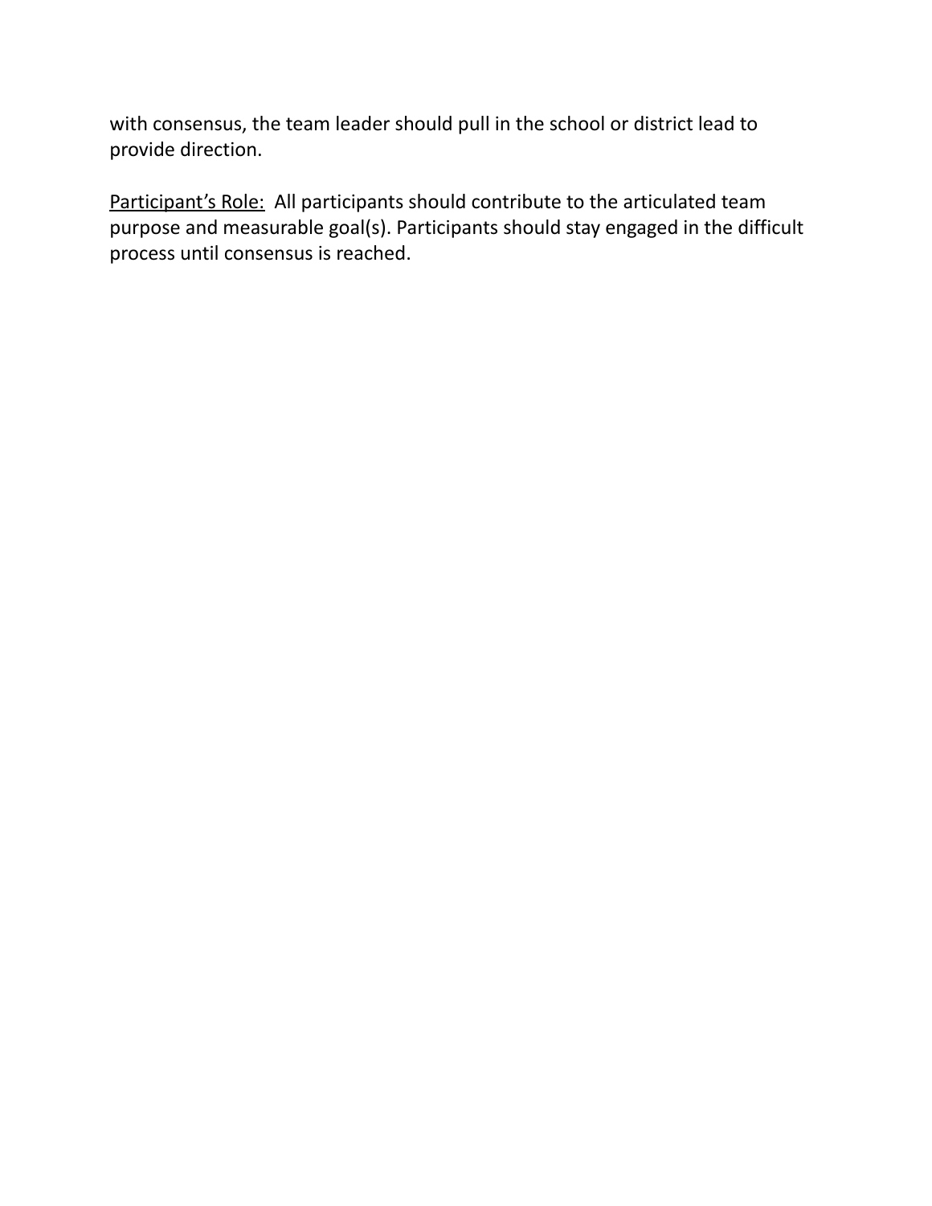with consensus, the team leader should pull in the school or district lead to provide direction.

<u>Participant's Role:</u> All participants should contribute to the articulated team purpose and measurable goal(s). Participants should stay engaged in the difficult process until consensus is reached.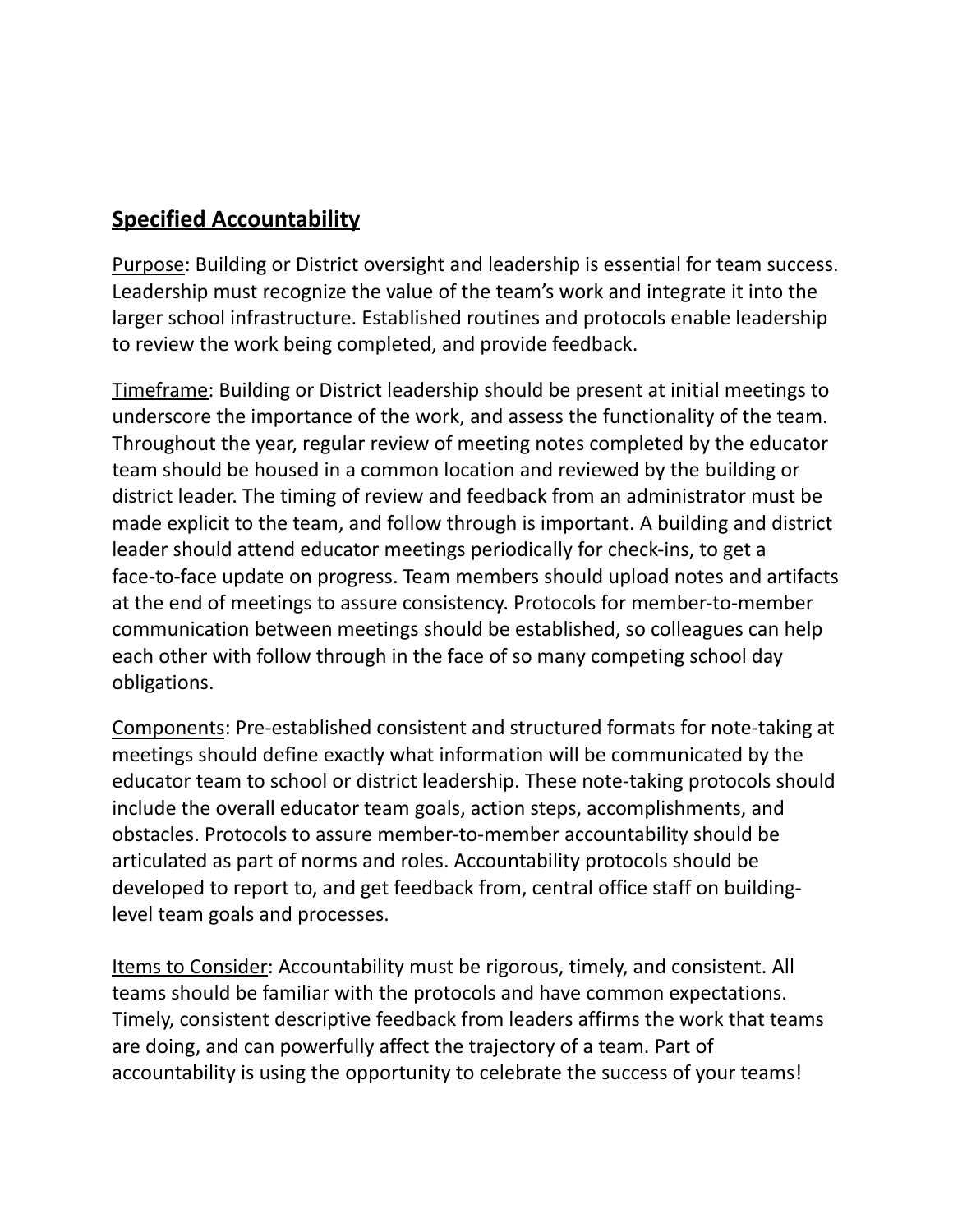## **Specified Accountability**

Purpose: Building or District oversight and leadership is essential for team success. Leadership must recognize the value of the team's work and integrate it into the larger school infrastructure. Established routines and protocols enable leadership to review the work being completed, and provide feedback.

Timeframe: Building or District leadership should be present at initial meetings to underscore the importance of the work, and assess the functionality of the team. Throughout the year, regular review of meeting notes completed by the educator team should be housed in a common location and reviewed by the building or district leader. The timing of review and feedback from an administrator must be made explicit to the team, and follow through is important. A building and district leader should attend educator meetings periodically for check-ins, to get a face-to-face update on progress. Team members should upload notes and artifacts at the end of meetings to assure consistency. Protocols for member-to-member communication between meetings should be established, so colleagues can help each other with follow through in the face of so many competing school day obligations.

Components: Pre-established consistent and structured formats for note-taking at meetings should define exactly what information will be communicated by the educator team to school or district leadership. These note-taking protocols should include the overall educator team goals, action steps, accomplishments, and obstacles. Protocols to assure member-to-member accountability should be articulated as part of norms and roles. Accountability protocols should be developed to report to, and get feedback from, central office staff on building-level team goals and processes.

Items to Consider: Accountability must be rigorous, timely, and consistent. All teams should be familiar with the protocols and have common expectations. Timely, consistent descriptive feedback from leaders affirms the work that teams are doing, and can powerfully affect the trajectory of a team. Part of accountability is using the opportunity to celebrate the success of your teams!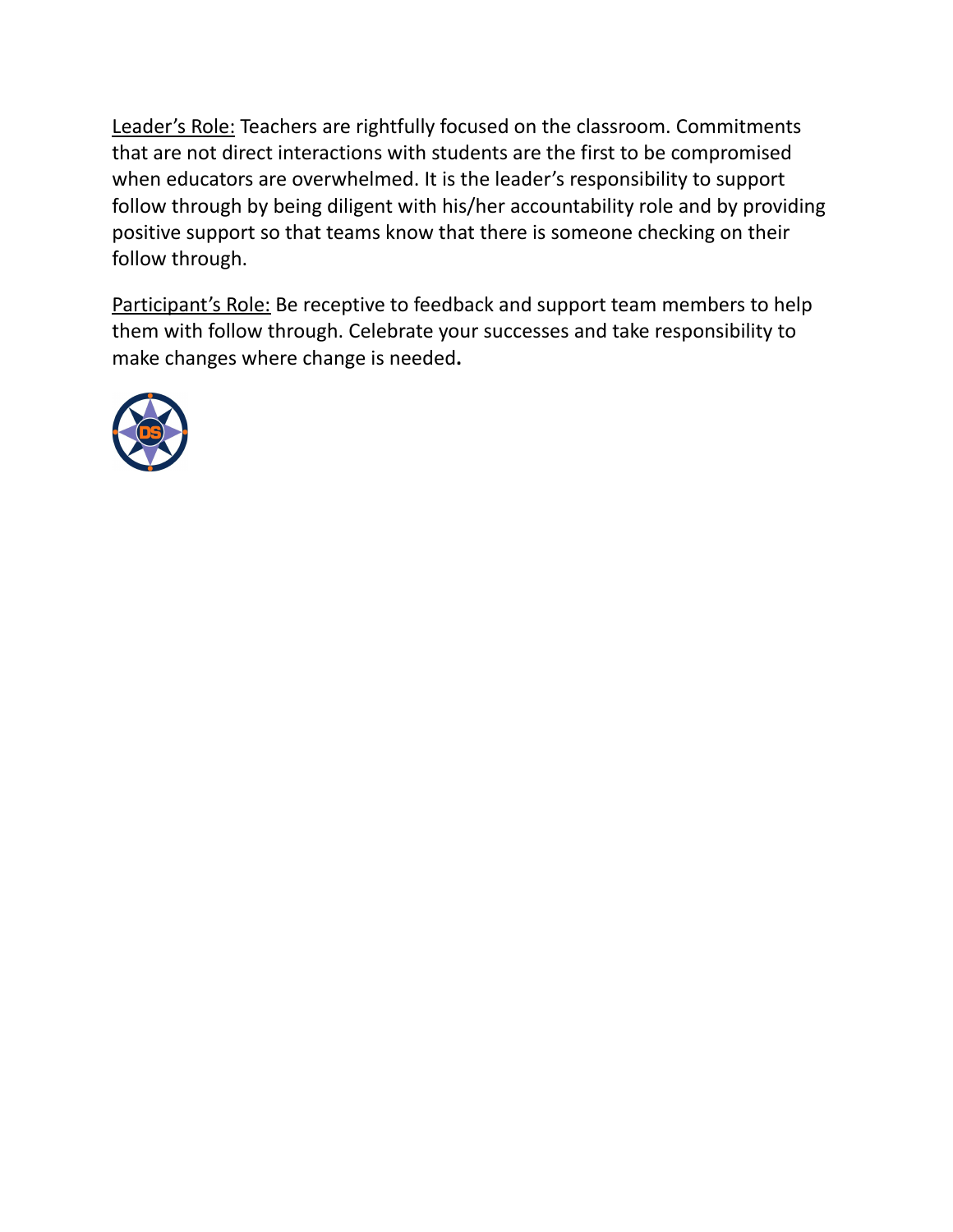<u>Leader's Role:</u> Teachers are rightfully focused on the classroom. Commitments that are not direct interactions with students are the first to be compromised when educators are overwhelmed. It is the leader's responsibility to support follow through by being diligent with his/her accountability role and by providing positive support so that teams know that there is someone checking on their follow through.

<u>Participant's Role:</u> Be receptive to feedback and support team members to help them with follow through. Celebrate your successes and take responsibility to make changes where change is needed**.**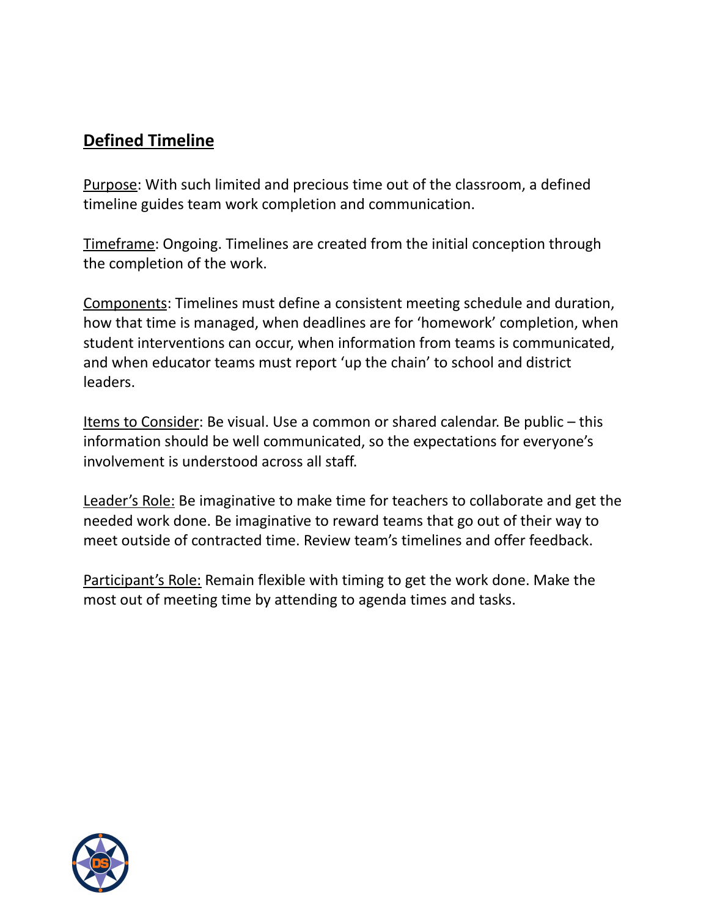## Defined Timeline

Purpose: With such limited and precious time out of the classroom, a defined timeline guides team work completion and communication.

Timeframe: Ongoing. Timelines are created from the initial conception through the completion of the work.

Components: Timelines must define a consistent meeting schedule and duration, how that time is managed, when deadlines are for 'homework' completion, when student interventions can occur, when information from teams is communicated, and when educator teams must report 'up the chain' to school and district leaders.

Items to Consider: Be visual. Use a common or shared calendar. Be public – this information should be well communicated, so the expectations for everyone's involvement is understood across all staff.

Leader's Role: Be imaginative to make time for teachers to collaborate and get the needed work done. Be imaginative to reward teams that go out of their way to meet outside of contracted time. Review team's timelines and offer feedback.

Participant's Role: Remain flexible with timing to get the work done. Make the most out of meeting time by attending to agenda times and tasks.